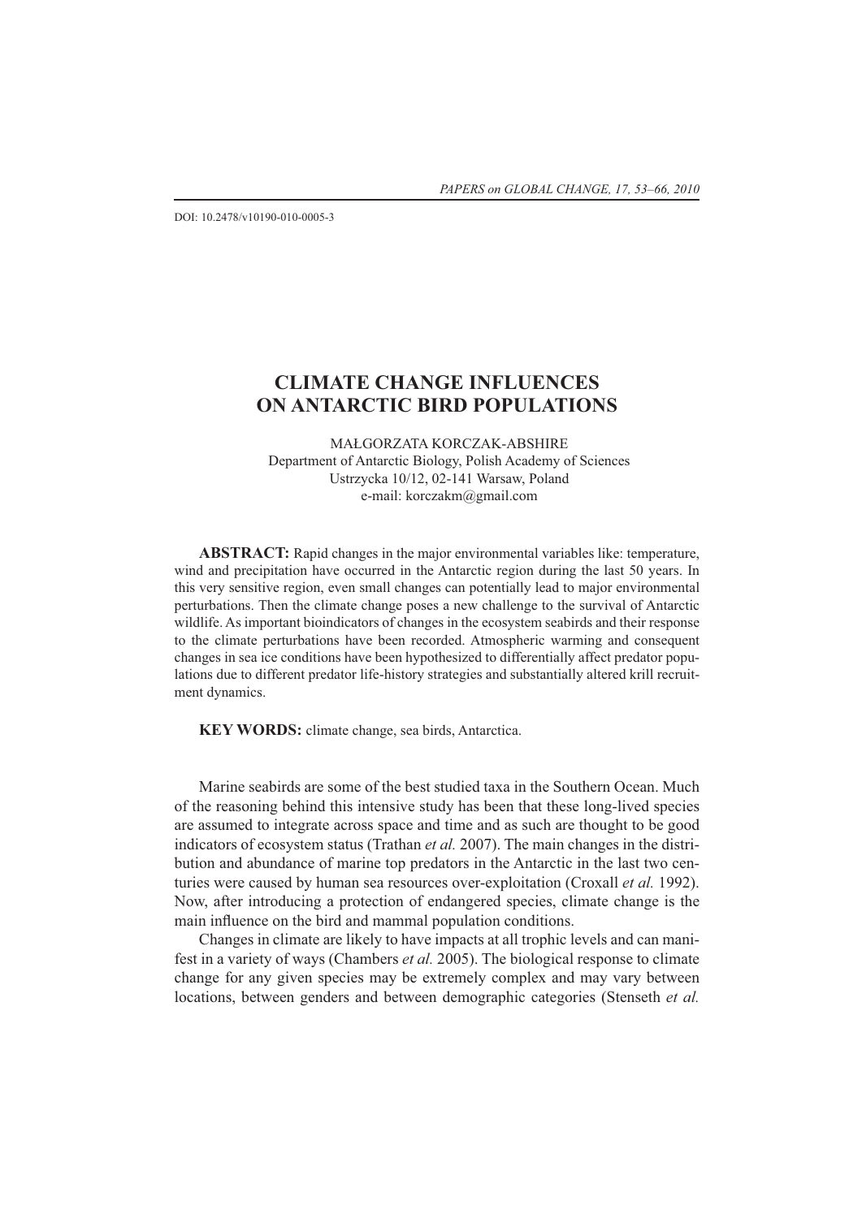DOI: 10.2478/v10190-010-0005-3

# CLIMATE CHANGE INFLUENCES ON ANTARCTIC BIRD POPULATIONS

MAŁGORZATA KORCZAK-ABSHIRE
Department of Antarctic Biology, Polish Academy of Sciences
Ustrzycka 10/12, 02-141 Warsaw, Poland
e-mail: korczakm@gmail.com

**ABSTRACT:** Rapid changes in the major environmental variables like: temperature, wind and precipitation have occurred in the Antarctic region during the last 50 years. In this very sensitive region, even small changes can potentially lead to major environmental perturbations. Then the climate change poses a new challenge to the survival of Antarctic wildlife. As important bioindicators of changes in the ecosystem seabirds and their response to the climate perturbations have been recorded. Atmospheric warming and consequent changes in sea ice conditions have been hypothesized to differentially affect predator populations due to different predator life-history strategies and substantially altered krill recruitment dynamics.

**KEY WORDS:** climate change, sea birds, Antarctica.

Marine seabirds are some of the best studied taxa in the Southern Ocean. Much of the reasoning behind this intensive study has been that these long-lived species are assumed to integrate across space and time and as such are thought to be good indicators of ecosystem status (Trathan *et al.* 2007). The main changes in the distribution and abundance of marine top predators in the Antarctic in the last two centuries were caused by human sea resources over-exploitation (Croxall *et al.* 1992). Now, after introducing a protection of endangered species, climate change is the main influence on the bird and mammal population conditions.

Changes in climate are likely to have impacts at all trophic levels and can manifest in a variety of ways (Chambers *et al.* 2005). The biological response to climate change for any given species may be extremely complex and may vary between locations, between genders and between demographic categories (Stenseth *et al.*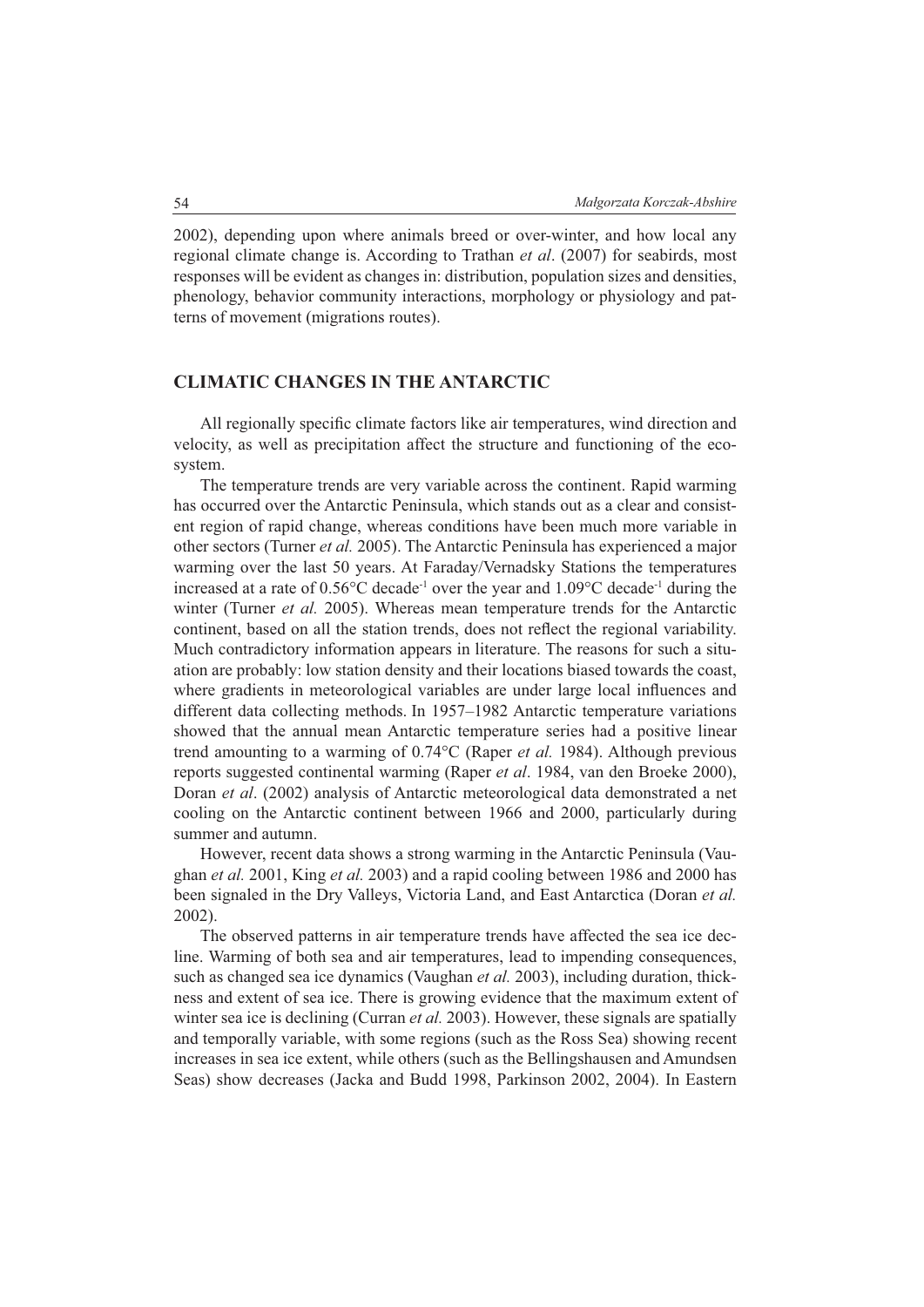2002), depending upon where animals breed or over-winter, and how local any regional climate change is. According to Trathan *et al*. (2007) for seabirds, most responses will be evident as changes in: distribution, population sizes and densities, phenology, behavior community interactions, morphology or physiology and patterns of movement (migrations routes).

## CLIMATIC CHANGES IN THE ANTARCTIC

All regionally specific climate factors like air temperatures, wind direction and velocity, as well as precipitation affect the structure and functioning of the ecosystem.

The temperature trends are very variable across the continent. Rapid warming has occurred over the Antarctic Peninsula, which stands out as a clear and consistent region of rapid change, whereas conditions have been much more variable in other sectors (Turner *et al.* 2005). The Antarctic Peninsula has experienced a major warming over the last 50 years. At Faraday/Vernadsky Stations the temperatures increased at a rate of 0.56°C decade$^{-1}$ over the year and 1.09°C decade$^{-1}$ during the winter (Turner *et al.* 2005). Whereas mean temperature trends for the Antarctic continent, based on all the station trends, does not reflect the regional variability. Much contradictory information appears in literature. The reasons for such a situation are probably: low station density and their locations biased towards the coast, where gradients in meteorological variables are under large local influences and different data collecting methods. In 1957–1982 Antarctic temperature variations showed that the annual mean Antarctic temperature series had a positive linear trend amounting to a warming of 0.74°C (Raper *et al.* 1984). Although previous reports suggested continental warming (Raper *et al*. 1984, van den Broeke 2000), Doran *et al*. (2002) analysis of Antarctic meteorological data demonstrated a net cooling on the Antarctic continent between 1966 and 2000, particularly during summer and autumn.

However, recent data shows a strong warming in the Antarctic Peninsula (Vaughan *et al.* 2001, King *et al.* 2003) and a rapid cooling between 1986 and 2000 has been signaled in the Dry Valleys, Victoria Land, and East Antarctica (Doran *et al.* 2002).

The observed patterns in air temperature trends have affected the sea ice decline. Warming of both sea and air temperatures, lead to impending consequences, such as changed sea ice dynamics (Vaughan *et al.* 2003), including duration, thickness and extent of sea ice. There is growing evidence that the maximum extent of winter sea ice is declining (Curran *et al.* 2003). However, these signals are spatially and temporally variable, with some regions (such as the Ross Sea) showing recent increases in sea ice extent, while others (such as the Bellingshausen and Amundsen Seas) show decreases (Jacka and Budd 1998, Parkinson 2002, 2004). In Eastern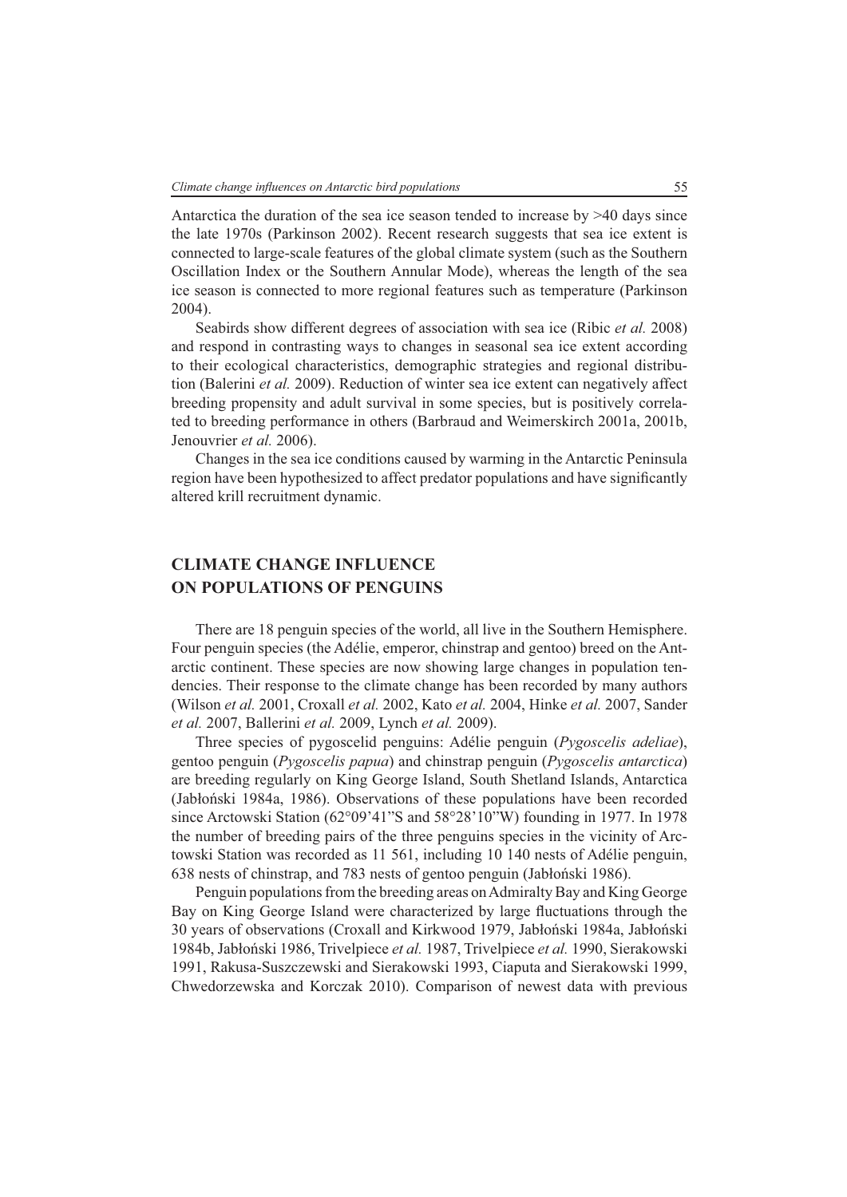Antarctica the duration of the sea ice season tended to increase by >40 days since the late 1970s (Parkinson 2002). Recent research suggests that sea ice extent is connected to large-scale features of the global climate system (such as the Southern Oscillation Index or the Southern Annular Mode), whereas the length of the sea ice season is connected to more regional features such as temperature (Parkinson 2004).

Seabirds show different degrees of association with sea ice (Ribic *et al.* 2008) and respond in contrasting ways to changes in seasonal sea ice extent according to their ecological characteristics, demographic strategies and regional distribution (Balerini *et al.* 2009). Reduction of winter sea ice extent can negatively affect breeding propensity and adult survival in some species, but is positively correlated to breeding performance in others (Barbraud and Weimerskirch 2001a, 2001b, Jenouvrier *et al.* 2006).

Changes in the sea ice conditions caused by warming in the Antarctic Peninsula region have been hypothesized to affect predator populations and have significantly altered krill recruitment dynamic.

## CLIMATE CHANGE INFLUENCE ON POPULATIONS OF PENGUINS

There are 18 penguin species of the world, all live in the Southern Hemisphere. Four penguin species (the Adélie, emperor, chinstrap and gentoo) breed on the Antarctic continent. These species are now showing large changes in population tendencies. Their response to the climate change has been recorded by many authors (Wilson *et al.* 2001, Croxall *et al.* 2002, Kato *et al.* 2004, Hinke *et al.* 2007, Sander *et al.* 2007, Ballerini *et al.* 2009, Lynch *et al.* 2009).

Three species of pygoscelid penguins: Adélie penguin (*Pygoscelis adeliae*), gentoo penguin (*Pygoscelis papua*) and chinstrap penguin (*Pygoscelis antarctica*) are breeding regularly on King George Island, South Shetland Islands, Antarctica (Jabłoński 1984a, 1986). Observations of these populations have been recorded since Arctowski Station (62°09'41"S and 58°28'10"W) founding in 1977. In 1978 the number of breeding pairs of the three penguins species in the vicinity of Arctowski Station was recorded as 11 561, including 10 140 nests of Adélie penguin, 638 nests of chinstrap, and 783 nests of gentoo penguin (Jabłoński 1986).

Penguin populations from the breeding areas on Admiralty Bay and King George Bay on King George Island were characterized by large fluctuations through the 30 years of observations (Croxall and Kirkwood 1979, Jabłoński 1984a, Jabłoński 1984b, Jabłoński 1986, Trivelpiece *et al.* 1987, Trivelpiece *et al.* 1990, Sierakowski 1991, Rakusa-Suszczewski and Sierakowski 1993, Ciaputa and Sierakowski 1999, Chwedorzewska and Korczak 2010). Comparison of newest data with previous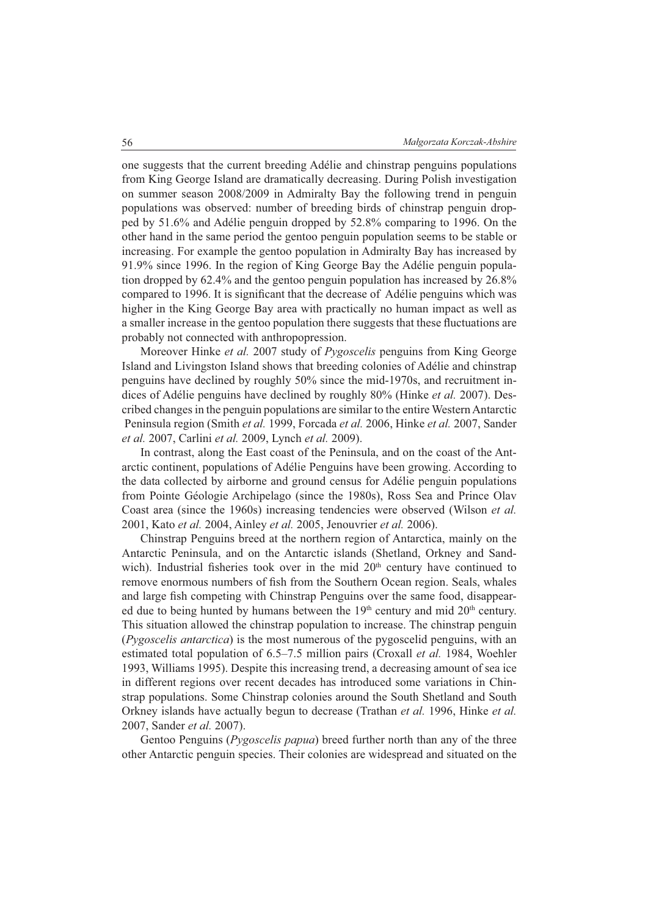one suggests that the current breeding Adélie and chinstrap penguins populations from King George Island are dramatically decreasing. During Polish investigation on summer season 2008/2009 in Admiralty Bay the following trend in penguin populations was observed: number of breeding birds of chinstrap penguin dropped by 51.6% and Adélie penguin dropped by 52.8% comparing to 1996. On the other hand in the same period the gentoo penguin population seems to be stable or increasing. For example the gentoo population in Admiralty Bay has increased by 91.9% since 1996. In the region of King George Bay the Adélie penguin population dropped by 62.4% and the gentoo penguin population has increased by 26.8% compared to 1996. It is significant that the decrease of Adélie penguins which was higher in the King George Bay area with practically no human impact as well as a smaller increase in the gentoo population there suggests that these fluctuations are probably not connected with anthropopression.

Moreover Hinke *et al.* 2007 study of *Pygoscelis* penguins from King George Island and Livingston Island shows that breeding colonies of Adélie and chinstrap penguins have declined by roughly 50% since the mid-1970s, and recruitment indices of Adélie penguins have declined by roughly 80% (Hinke *et al.* 2007). Described changes in the penguin populations are similar to the entire Western Antarctic Peninsula region (Smith *et al.* 1999, Forcada *et al.* 2006, Hinke *et al.* 2007, Sander *et al.* 2007, Carlini *et al.* 2009, Lynch *et al.* 2009).

In contrast, along the East coast of the Peninsula, and on the coast of the Antarctic continent, populations of Adélie Penguins have been growing. According to the data collected by airborne and ground census for Adélie penguin populations from Pointe Géologie Archipelago (since the 1980s), Ross Sea and Prince Olav Coast area (since the 1960s) increasing tendencies were observed (Wilson *et al.* 2001, Kato *et al.* 2004, Ainley *et al.* 2005, Jenouvrier *et al.* 2006).

Chinstrap Penguins breed at the northern region of Antarctica, mainly on the Antarctic Peninsula, and on the Antarctic islands (Shetland, Orkney and Sandwich). Industrial fisheries took over in the mid 20th century have continued to remove enormous numbers of fish from the Southern Ocean region. Seals, whales and large fish competing with Chinstrap Penguins over the same food, disappeared due to being hunted by humans between the 19th century and mid 20th century. This situation allowed the chinstrap population to increase. The chinstrap penguin (*Pygoscelis antarctica*) is the most numerous of the pygoscelid penguins, with an estimated total population of 6.5–7.5 million pairs (Croxall *et al.* 1984, Woehler 1993, Williams 1995). Despite this increasing trend, a decreasing amount of sea ice in different regions over recent decades has introduced some variations in Chinstrap populations. Some Chinstrap colonies around the South Shetland and South Orkney islands have actually begun to decrease (Trathan *et al.* 1996, Hinke *et al.* 2007, Sander *et al.* 2007).

Gentoo Penguins (*Pygoscelis papua*) breed further north than any of the three other Antarctic penguin species. Their colonies are widespread and situated on the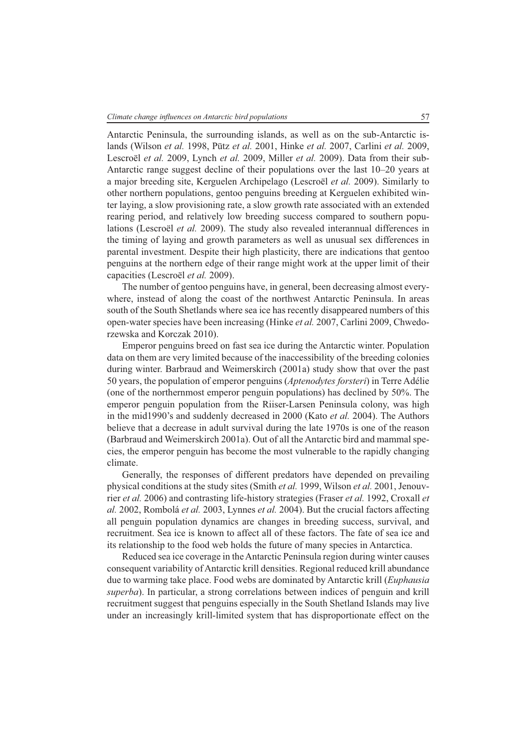Antarctic Peninsula, the surrounding islands, as well as on the sub-Antarctic islands (Wilson *et al.* 1998, Pütz *et al.* 2001, Hinke *et al.* 2007, Carlini *et al.* 2009, Lescroël *et al.* 2009, Lynch *et al.* 2009, Miller *et al.* 2009). Data from their sub-Antarctic range suggest decline of their populations over the last 10–20 years at a major breeding site, Kerguelen Archipelago (Lescroël *et al.* 2009). Similarly to other northern populations, gentoo penguins breeding at Kerguelen exhibited winter laying, a slow provisioning rate, a slow growth rate associated with an extended rearing period, and relatively low breeding success compared to southern populations (Lescroël *et al.* 2009). The study also revealed interannual differences in the timing of laying and growth parameters as well as unusual sex differences in parental investment. Despite their high plasticity, there are indications that gentoo penguins at the northern edge of their range might work at the upper limit of their capacities (Lescroël *et al.* 2009).

The number of gentoo penguins have, in general, been decreasing almost everywhere, instead of along the coast of the northwest Antarctic Peninsula. In areas south of the South Shetlands where sea ice has recently disappeared numbers of this open-water species have been increasing (Hinke *et al.* 2007, Carlini 2009, Chwedorzewska and Korczak 2010).

Emperor penguins breed on fast sea ice during the Antarctic winter. Population data on them are very limited because of the inaccessibility of the breeding colonies during winter. Barbraud and Weimerskirch (2001a) study show that over the past 50 years, the population of emperor penguins (*Aptenodytes forsteri*) in Terre Adélie (one of the northernmost emperor penguin populations) has declined by 50%. The emperor penguin population from the Riiser-Larsen Peninsula colony, was high in the mid1990's and suddenly decreased in 2000 (Kato *et al.* 2004). The Authors believe that a decrease in adult survival during the late 1970s is one of the reason (Barbraud and Weimerskirch 2001a). Out of all the Antarctic bird and mammal species, the emperor penguin has become the most vulnerable to the rapidly changing climate.

Generally, the responses of different predators have depended on prevailing physical conditions at the study sites (Smith *et al.* 1999, Wilson *et al.* 2001, Jenouvrier *et al.* 2006) and contrasting life-history strategies (Fraser *et al.* 1992, Croxall *et al.* 2002, Rombolá *et al.* 2003, Lynnes *et al.* 2004). But the crucial factors affecting all penguin population dynamics are changes in breeding success, survival, and recruitment. Sea ice is known to affect all of these factors. The fate of sea ice and its relationship to the food web holds the future of many species in Antarctica.

Reduced sea ice coverage in the Antarctic Peninsula region during winter causes consequent variability of Antarctic krill densities. Regional reduced krill abundance due to warming take place. Food webs are dominated by Antarctic krill (*Euphausia superba*). In particular, a strong correlations between indices of penguin and krill recruitment suggest that penguins especially in the South Shetland Islands may live under an increasingly krill-limited system that has disproportionate effect on the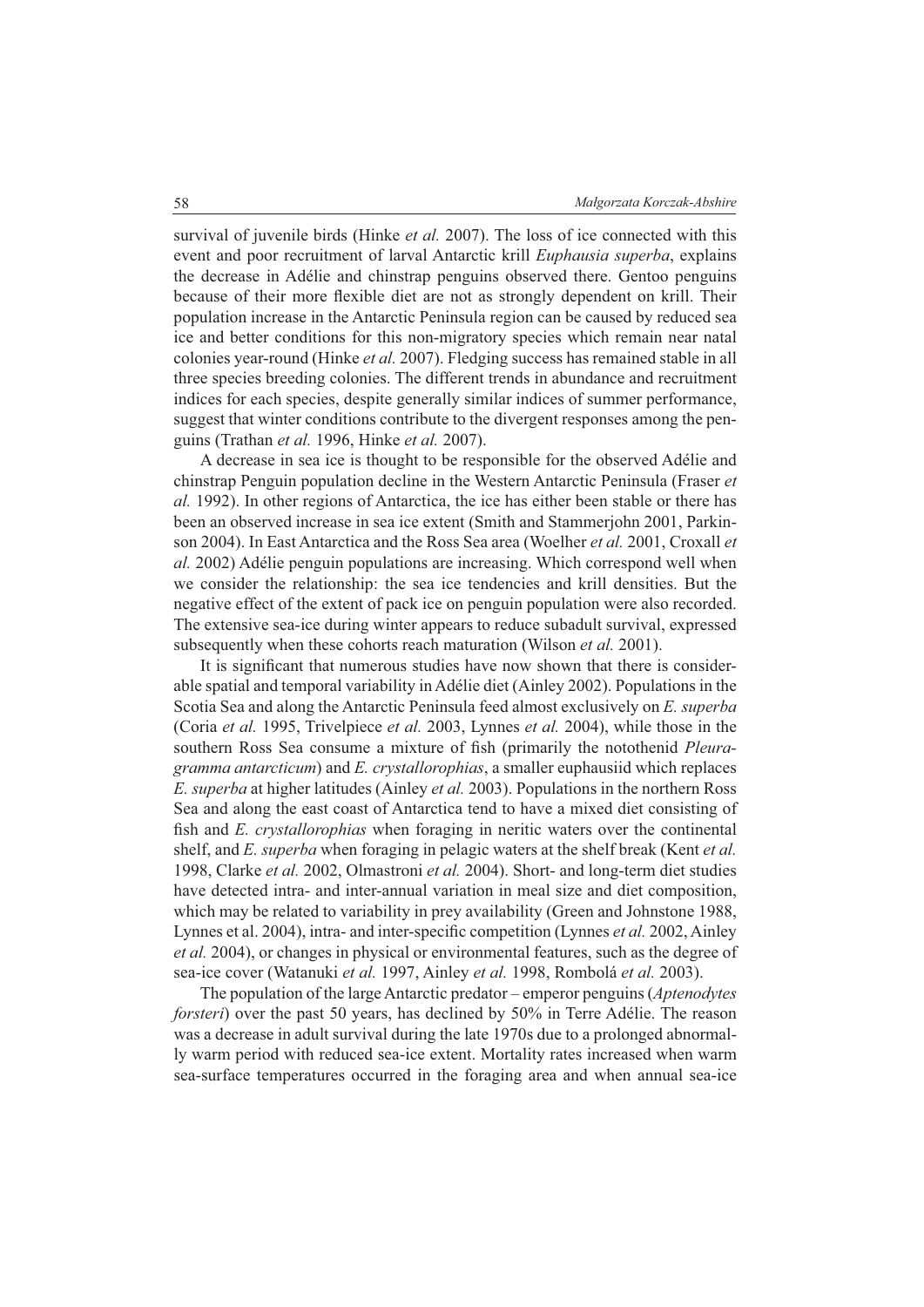survival of juvenile birds (Hinke *et al.* 2007). The loss of ice connected with this event and poor recruitment of larval Antarctic krill *Euphausia superba*, explains the decrease in Adélie and chinstrap penguins observed there. Gentoo penguins because of their more flexible diet are not as strongly dependent on krill. Their population increase in the Antarctic Peninsula region can be caused by reduced sea ice and better conditions for this non-migratory species which remain near natal colonies year-round (Hinke *et al.* 2007). Fledging success has remained stable in all three species breeding colonies. The different trends in abundance and recruitment indices for each species, despite generally similar indices of summer performance, suggest that winter conditions contribute to the divergent responses among the penguins (Trathan *et al.* 1996, Hinke *et al.* 2007).

A decrease in sea ice is thought to be responsible for the observed Adélie and chinstrap Penguin population decline in the Western Antarctic Peninsula (Fraser *et al.* 1992). In other regions of Antarctica, the ice has either been stable or there has been an observed increase in sea ice extent (Smith and Stammerjohn 2001, Parkinson 2004). In East Antarctica and the Ross Sea area (Woelher *et al.* 2001, Croxall *et al.* 2002) Adélie penguin populations are increasing. Which correspond well when we consider the relationship: the sea ice tendencies and krill densities. But the negative effect of the extent of pack ice on penguin population were also recorded. The extensive sea-ice during winter appears to reduce subadult survival, expressed subsequently when these cohorts reach maturation (Wilson *et al.* 2001).

It is significant that numerous studies have now shown that there is considerable spatial and temporal variability in Adélie diet (Ainley 2002). Populations in the Scotia Sea and along the Antarctic Peninsula feed almost exclusively on *E. superba* (Coria *et al.* 1995, Trivelpiece *et al.* 2003, Lynnes *et al.* 2004), while those in the southern Ross Sea consume a mixture of fish (primarily the notothenid *Pleuragramma antarcticum*) and *E. crystallorophias*, a smaller euphausiid which replaces *E. superba* at higher latitudes (Ainley *et al.* 2003). Populations in the northern Ross Sea and along the east coast of Antarctica tend to have a mixed diet consisting of fish and *E. crystallorophias* when foraging in neritic waters over the continental shelf, and *E. superba* when foraging in pelagic waters at the shelf break (Kent *et al.* 1998, Clarke *et al.* 2002, Olmastroni *et al.* 2004). Short- and long-term diet studies have detected intra- and inter-annual variation in meal size and diet composition, which may be related to variability in prey availability (Green and Johnstone 1988, Lynnes et al. 2004), intra- and inter-specific competition (Lynnes *et al.* 2002, Ainley *et al.* 2004), or changes in physical or environmental features, such as the degree of sea-ice cover (Watanuki *et al.* 1997, Ainley *et al.* 1998, Rombolá *et al.* 2003).

The population of the large Antarctic predator – emperor penguins (*Aptenodytes forsteri*) over the past 50 years, has declined by 50% in Terre Adélie. The reason was a decrease in adult survival during the late 1970s due to a prolonged abnormally warm period with reduced sea-ice extent. Mortality rates increased when warm sea-surface temperatures occurred in the foraging area and when annual sea-ice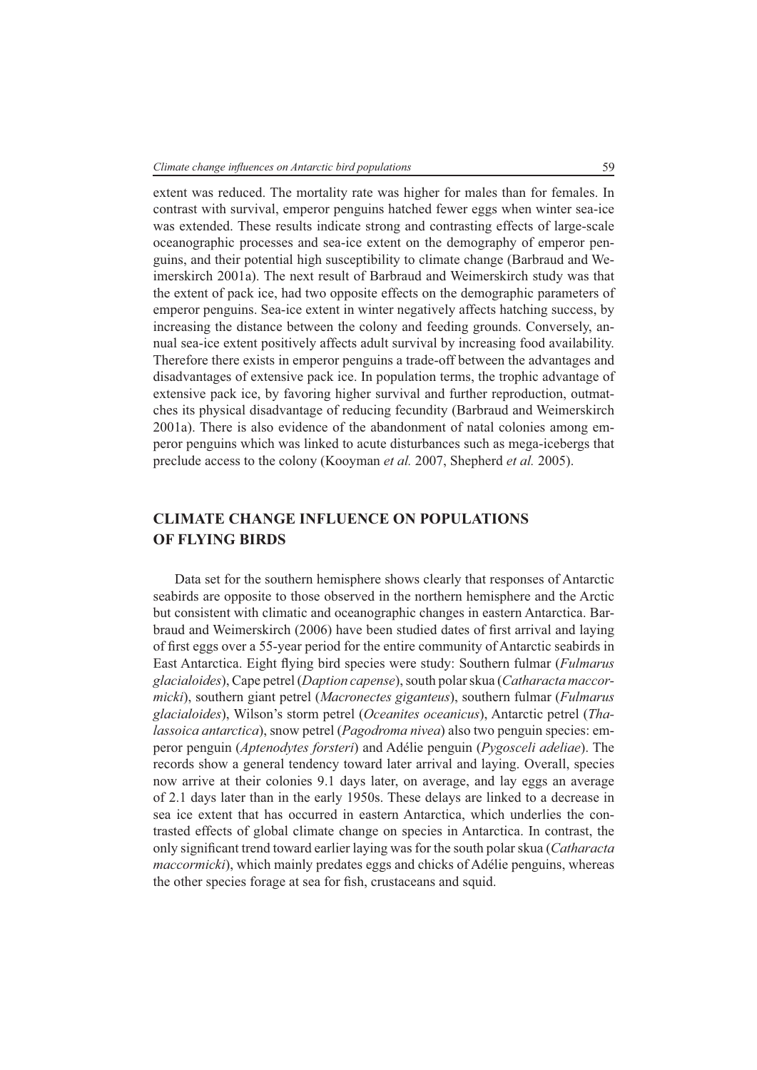extent was reduced. The mortality rate was higher for males than for females. In contrast with survival, emperor penguins hatched fewer eggs when winter sea-ice was extended. These results indicate strong and contrasting effects of large-scale oceanographic processes and sea-ice extent on the demography of emperor penguins, and their potential high susceptibility to climate change (Barbraud and Weimerskirch 2001a). The next result of Barbraud and Weimerskirch study was that the extent of pack ice, had two opposite effects on the demographic parameters of emperor penguins. Sea-ice extent in winter negatively affects hatching success, by increasing the distance between the colony and feeding grounds. Conversely, annual sea-ice extent positively affects adult survival by increasing food availability. Therefore there exists in emperor penguins a trade-off between the advantages and disadvantages of extensive pack ice. In population terms, the trophic advantage of extensive pack ice, by favoring higher survival and further reproduction, outmatches its physical disadvantage of reducing fecundity (Barbraud and Weimerskirch 2001a). There is also evidence of the abandonment of natal colonies among emperor penguins which was linked to acute disturbances such as mega-icebergs that preclude access to the colony (Kooyman *et al.* 2007, Shepherd *et al.* 2005).

## CLIMATE CHANGE INFLUENCE ON POPULATIONS OF FLYING BIRDS

Data set for the southern hemisphere shows clearly that responses of Antarctic seabirds are opposite to those observed in the northern hemisphere and the Arctic but consistent with climatic and oceanographic changes in eastern Antarctica. Barbraud and Weimerskirch (2006) have been studied dates of first arrival and laying of first eggs over a 55-year period for the entire community of Antarctic seabirds in East Antarctica. Eight flying bird species were study: Southern fulmar (*Fulmarus glacialoides*), Cape petrel (*Daption capense*), south polar skua (*Catharacta maccormicki*), southern giant petrel (*Macronectes giganteus*), southern fulmar (*Fulmarus glacialoides*), Wilson's storm petrel (*Oceanites oceanicus*), Antarctic petrel (*Thalassoica antarctica*), snow petrel (*Pagodroma nivea*) also two penguin species: emperor penguin (*Aptenodytes forsteri*) and Adélie penguin (*Pygosceli adeliae*). The records show a general tendency toward later arrival and laying. Overall, species now arrive at their colonies 9.1 days later, on average, and lay eggs an average of 2.1 days later than in the early 1950s. These delays are linked to a decrease in sea ice extent that has occurred in eastern Antarctica, which underlies the contrasted effects of global climate change on species in Antarctica. In contrast, the only significant trend toward earlier laying was for the south polar skua (*Catharacta maccormicki*), which mainly predates eggs and chicks of Adélie penguins, whereas the other species forage at sea for fish, crustaceans and squid.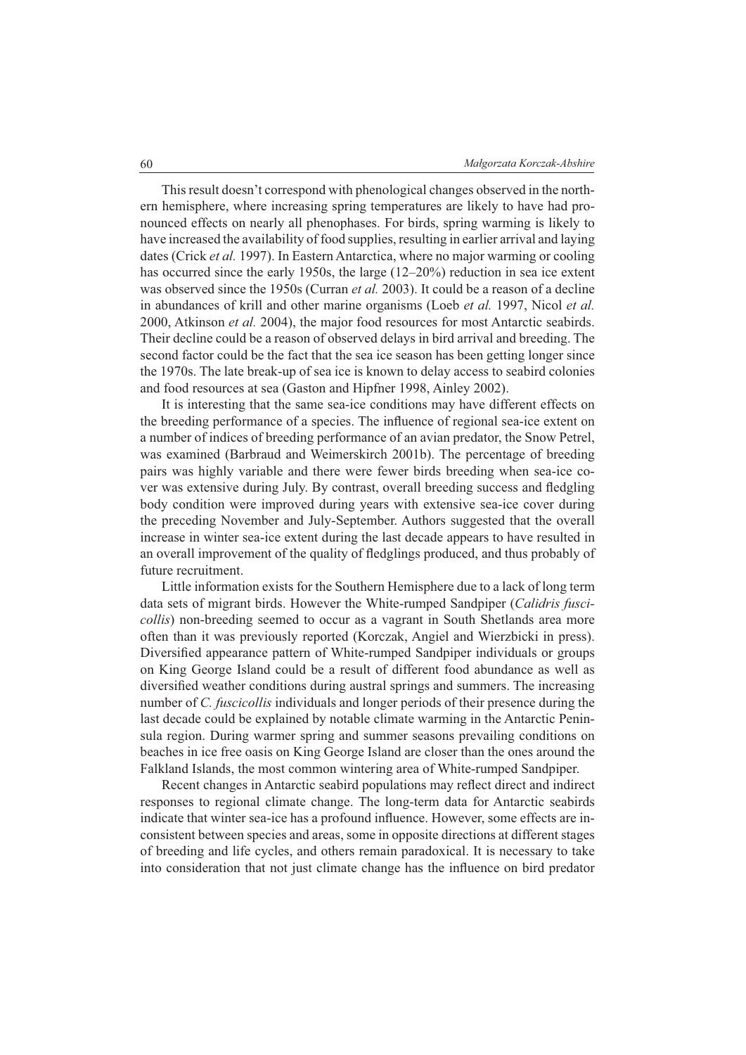This result doesn't correspond with phenological changes observed in the northern hemisphere, where increasing spring temperatures are likely to have had pronounced effects on nearly all phenophases. For birds, spring warming is likely to have increased the availability of food supplies, resulting in earlier arrival and laying dates (Crick *et al.* 1997). In Eastern Antarctica, where no major warming or cooling has occurred since the early 1950s, the large (12–20%) reduction in sea ice extent was observed since the 1950s (Curran *et al.* 2003). It could be a reason of a decline in abundances of krill and other marine organisms (Loeb *et al.* 1997, Nicol *et al.* 2000, Atkinson *et al.* 2004), the major food resources for most Antarctic seabirds. Their decline could be a reason of observed delays in bird arrival and breeding. The second factor could be the fact that the sea ice season has been getting longer since the 1970s. The late break-up of sea ice is known to delay access to seabird colonies and food resources at sea (Gaston and Hipfner 1998, Ainley 2002).

It is interesting that the same sea-ice conditions may have different effects on the breeding performance of a species. The influence of regional sea-ice extent on a number of indices of breeding performance of an avian predator, the Snow Petrel, was examined (Barbraud and Weimerskirch 2001b). The percentage of breeding pairs was highly variable and there were fewer birds breeding when sea-ice cover was extensive during July. By contrast, overall breeding success and fledgling body condition were improved during years with extensive sea-ice cover during the preceding November and July-September. Authors suggested that the overall increase in winter sea-ice extent during the last decade appears to have resulted in an overall improvement of the quality of fledglings produced, and thus probably of future recruitment.

Little information exists for the Southern Hemisphere due to a lack of long term data sets of migrant birds. However the White-rumped Sandpiper (*Calidris fuscicollis*) non-breeding seemed to occur as a vagrant in South Shetlands area more often than it was previously reported (Korczak, Angiel and Wierzbicki in press). Diversified appearance pattern of White-rumped Sandpiper individuals or groups on King George Island could be a result of different food abundance as well as diversified weather conditions during austral springs and summers. The increasing number of *C. fuscicollis* individuals and longer periods of their presence during the last decade could be explained by notable climate warming in the Antarctic Peninsula region. During warmer spring and summer seasons prevailing conditions on beaches in ice free oasis on King George Island are closer than the ones around the Falkland Islands, the most common wintering area of White-rumped Sandpiper.

Recent changes in Antarctic seabird populations may reflect direct and indirect responses to regional climate change. The long-term data for Antarctic seabirds indicate that winter sea-ice has a profound influence. However, some effects are inconsistent between species and areas, some in opposite directions at different stages of breeding and life cycles, and others remain paradoxical. It is necessary to take into consideration that not just climate change has the influence on bird predator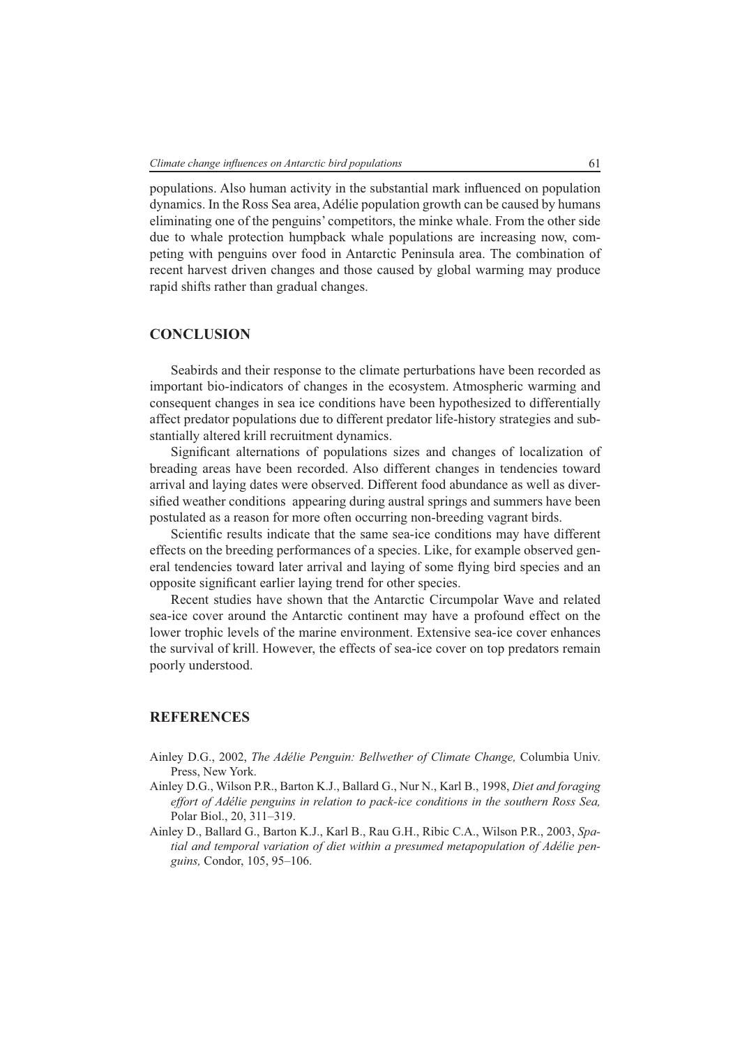populations. Also human activity in the substantial mark influenced on population dynamics. In the Ross Sea area, Adélie population growth can be caused by humans eliminating one of the penguins' competitors, the minke whale. From the other side due to whale protection humpback whale populations are increasing now, competing with penguins over food in Antarctic Peninsula area. The combination of recent harvest driven changes and those caused by global warming may produce rapid shifts rather than gradual changes.

## CONCLUSION

Seabirds and their response to the climate perturbations have been recorded as important bio-indicators of changes in the ecosystem. Atmospheric warming and consequent changes in sea ice conditions have been hypothesized to differentially affect predator populations due to different predator life-history strategies and substantially altered krill recruitment dynamics.

Significant alternations of populations sizes and changes of localization of breading areas have been recorded. Also different changes in tendencies toward arrival and laying dates were observed. Different food abundance as well as diversified weather conditions appearing during austral springs and summers have been postulated as a reason for more often occurring non-breeding vagrant birds.

Scientific results indicate that the same sea-ice conditions may have different effects on the breeding performances of a species. Like, for example observed general tendencies toward later arrival and laying of some flying bird species and an opposite significant earlier laying trend for other species.

Recent studies have shown that the Antarctic Circumpolar Wave and related sea-ice cover around the Antarctic continent may have a profound effect on the lower trophic levels of the marine environment. Extensive sea-ice cover enhances the survival of krill. However, the effects of sea-ice cover on top predators remain poorly understood.

## REFERENCES

Ainley D.G., 2002, *The Adélie Penguin: Bellwether of Climate Change,* Columbia Univ. Press, New York.

Ainley D.G., Wilson P.R., Barton K.J., Ballard G., Nur N., Karl B., 1998, *Diet and foraging effort of Adélie penguins in relation to pack-ice conditions in the southern Ross Sea,* Polar Biol., 20, 311–319.

Ainley D., Ballard G., Barton K.J., Karl B., Rau G.H., Ribic C.A., Wilson P.R., 2003, *Spatial and temporal variation of diet within a presumed metapopulation of Adélie penguins,* Condor, 105, 95–106.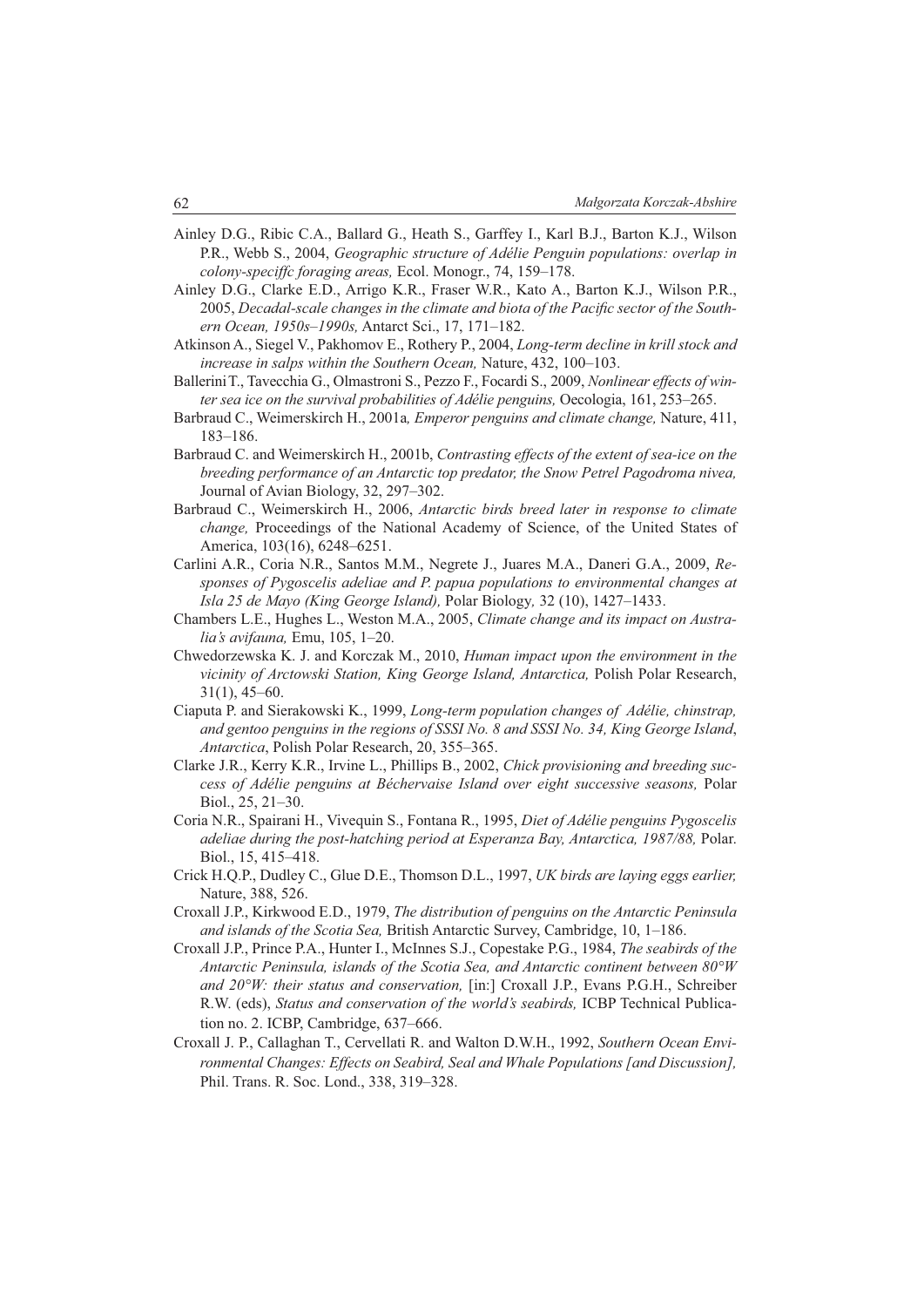Ainley D.G., Ribic C.A., Ballard G., Heath S., Garffey I., Karl B.J., Barton K.J., Wilson P.R., Webb S., 2004, *Geographic structure of Adélie Penguin populations: overlap in colony-speciffc foraging areas,* Ecol. Monogr., 74, 159–178.

Ainley D.G., Clarke E.D., Arrigo K.R., Fraser W.R., Kato A., Barton K.J., Wilson P.R., 2005, *Decadal-scale changes in the climate and biota of the Pacific sector of the Southern Ocean, 1950s–1990s,* Antarct Sci., 17, 171–182.

Atkinson A., Siegel V., Pakhomov E., Rothery P., 2004, *Long-term decline in krill stock and increase in salps within the Southern Ocean,* Nature, 432, 100–103.

Ballerini T., Tavecchia G., Olmastroni S., Pezzo F., Focardi S., 2009, *Nonlinear effects of winter sea ice on the survival probabilities of Adélie penguins,* Oecologia, 161, 253–265.

Barbraud C., Weimerskirch H., 2001a*, Emperor penguins and climate change,* Nature, 411, 183–186.

Barbraud C. and Weimerskirch H., 2001b, *Contrasting effects of the extent of sea-ice on the breeding performance of an Antarctic top predator, the Snow Petrel Pagodroma nivea,* Journal of Avian Biology, 32, 297–302.

Barbraud C., Weimerskirch H., 2006, *Antarctic birds breed later in response to climate change,* Proceedings of the National Academy of Science, of the United States of America, 103(16), 6248–6251.

Carlini A.R., Coria N.R., Santos M.M., Negrete J., Juares M.A., Daneri G.A., 2009, *Responses of Pygoscelis adeliae and P. papua populations to environmental changes at Isla 25 de Mayo (King George Island),* Polar Biology*,* 32 (10), 1427–1433.

Chambers L.E., Hughes L., Weston M.A., 2005, *Climate change and its impact on Australia's avifauna,* Emu, 105, 1–20.

Chwedorzewska K. J. and Korczak M., 2010, *Human impact upon the environment in the vicinity of Arctowski Station, King George Island, Antarctica,* Polish Polar Research, 31(1), 45–60.

Ciaputa P. and Sierakowski K., 1999, *Long-term population changes of Adélie, chinstrap, and gentoo penguins in the regions of SSSI No. 8 and SSSI No. 34, King George Island*, *Antarctica*, Polish Polar Research, 20, 355–365.

Clarke J.R., Kerry K.R., Irvine L., Phillips B., 2002, *Chick provisioning and breeding success of Adélie penguins at Béchervaise Island over eight successive seasons,* Polar Biol., 25, 21–30.

Coria N.R., Spairani H., Vivequin S., Fontana R., 1995, *Diet of Adélie penguins Pygoscelis adeliae during the post-hatching period at Esperanza Bay, Antarctica, 1987/88,* Polar. Biol., 15, 415–418.

Crick H.Q.P., Dudley C., Glue D.E., Thomson D.L., 1997, *UK birds are laying eggs earlier,* Nature, 388, 526.

Croxall J.P., Kirkwood E.D., 1979, *The distribution of penguins on the Antarctic Peninsula and islands of the Scotia Sea,* British Antarctic Survey, Cambridge, 10, 1–186.

Croxall J.P., Prince P.A., Hunter I., McInnes S.J., Copestake P.G., 1984, *The seabirds of the Antarctic Peninsula, islands of the Scotia Sea, and Antarctic continent between 80°W and 20°W: their status and conservation,* [in:] Croxall J.P., Evans P.G.H., Schreiber R.W. (eds), *Status and conservation of the world's seabirds,* ICBP Technical Publication no. 2. ICBP, Cambridge, 637–666.

Croxall J. P., Callaghan T., Cervellati R. and Walton D.W.H., 1992, *Southern Ocean Environmental Changes: Effects on Seabird, Seal and Whale Populations [and Discussion],* Phil. Trans. R. Soc. Lond., 338, 319–328.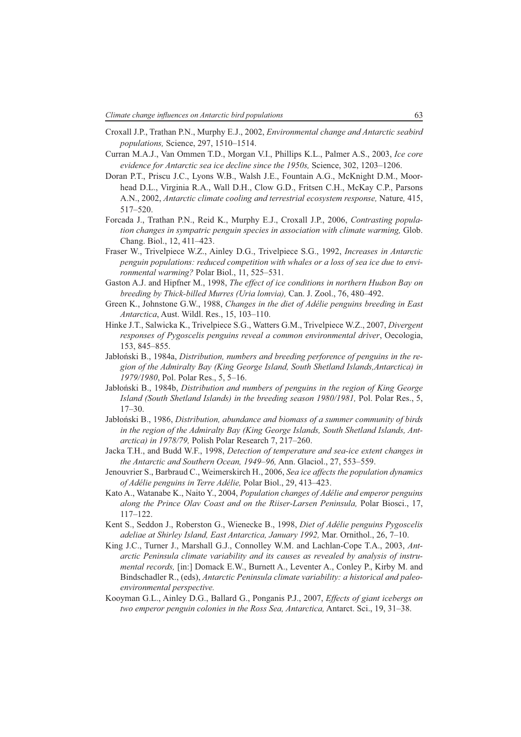Croxall J.P., Trathan P.N., Murphy E.J., 2002, *Environmental change and Antarctic seabird populations,* Science, 297, 1510–1514.

Curran M.A.J., Van Ommen T.D., Morgan V.I., Phillips K.L., Palmer A.S., 2003, *Ice core evidence for Antarctic sea ice decline since the 1950s,* Science, 302, 1203–1206.

Doran P.T., Priscu J.C., Lyons W.B., Walsh J.E., Fountain A.G., McKnight D.M., Moorhead D.L., Virginia R.A., Wall D.H., Clow G.D., Fritsen C.H., McKay C.P., Parsons A.N., 2002, *Antarctic climate cooling and terrestrial ecosystem response,* Nature*,* 415, 517–520.

Forcada J., Trathan P.N., Reid K., Murphy E.J., Croxall J.P., 2006, *Contrasting population changes in sympatric penguin species in association with climate warming,* Glob. Chang. Biol., 12, 411–423.

Fraser W., Trivelpiece W.Z., Ainley D.G., Trivelpiece S.G., 1992, *Increases in Antarctic penguin populations: reduced competition with whales or a loss of sea ice due to environmental warming?* Polar Biol., 11, 525–531.

Gaston A.J. and Hipfner M., 1998, *The effect of ice conditions in northern Hudson Bay on breeding by Thick-billed Murres (Uria lomvia),* Can. J. Zool., 76, 480–492.

Green K., Johnstone G.W., 1988, *Changes in the diet of Adélie penguins breeding in East Antarctica*, Aust. Wildl. Res., 15, 103–110.

Hinke J.T., Salwicka K., Trivelpiece S.G., Watters G.M., Trivelpiece W.Z., 2007, *Divergent responses of Pygoscelis penguins reveal a common environmental driver*, Oecologia, 153, 845–855.

Jabłoński B., 1984a, *Distribution, numbers and breeding perforence of penguins in the region of the Admiralty Bay (King George Island, South Shetland Islands,Antarctica) in 1979/1980*, Pol. Polar Res., 5, 5–16.

Jabłoński B., 1984b, *Distribution and numbers of penguins in the region of King George Island (South Shetland Islands) in the breeding season 1980/1981,* Pol. Polar Res., 5, 17–30.

Jabłoński B., 1986, *Distribution, abundance and biomass of a summer community of birds in the region of the Admiralty Bay (King George Islands, South Shetland Islands, Antarctica) in 1978/79,* Polish Polar Research 7, 217–260.

Jacka T.H., and Budd W.F., 1998, *Detection of temperature and sea-ice extent changes in the Antarctic and Southern Ocean, 1949–96,* Ann. Glaciol., 27, 553–559.

Jenouvrier S., Barbraud C., Weimerskirch H., 2006, *Sea ice affects the population dynamics of Adélie penguins in Terre Adélie,* Polar Biol., 29, 413–423.

Kato A., Watanabe K., Naito Y., 2004, *Population changes of Adélie and emperor penguins along the Prince Olav Coast and on the Riiser-Larsen Peninsula,* Polar Biosci., 17, 117–122.

Kent S., Seddon J., Roberston G., Wienecke B., 1998, *Diet of Adélie penguins Pygoscelis adeliae at Shirley Island, East Antarctica, January 1992,* Mar. Ornithol., 26, 7–10.

King J.C., Turner J., Marshall G.J., Connolley W.M. and Lachlan-Cope T.A., 2003, *Antarctic Peninsula climate variability and its causes as revealed by analysis of instrumental records,* [in:] Domack E.W., Burnett A., Leventer A., Conley P., Kirby M. and Bindschadler R., (eds), *Antarctic Peninsula climate variability: a historical and paleoenvironmental perspective.*

Kooyman G.L., Ainley D.G., Ballard G., Ponganis P.J., 2007, *Effects of giant icebergs on two emperor penguin colonies in the Ross Sea, Antarctica,* Antarct. Sci., 19, 31–38.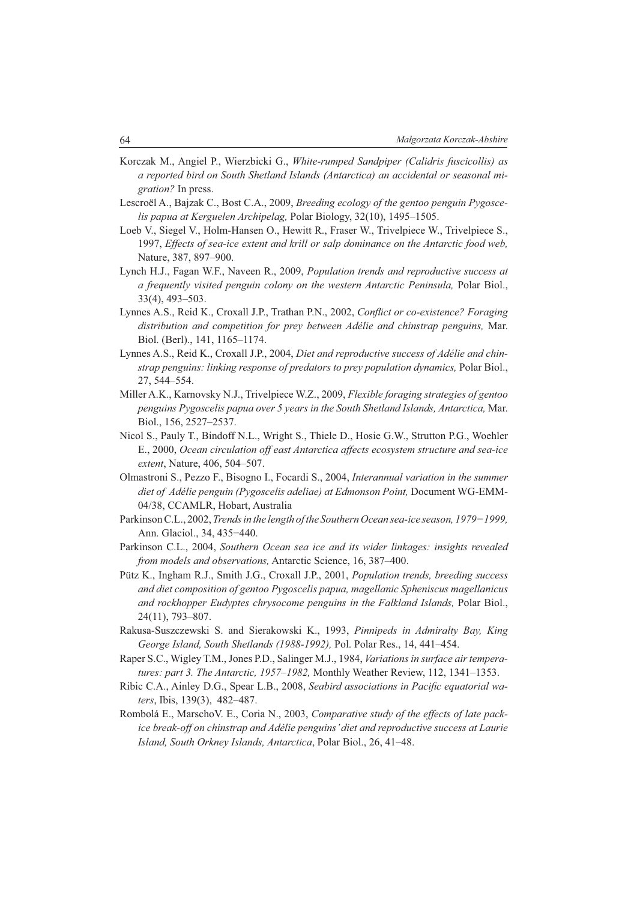Korczak M., Angiel P., Wierzbicki G., *White-rumped Sandpiper (Calidris fuscicollis) as a reported bird on South Shetland Islands (Antarctica) an accidental or seasonal migration?* In press.

Lescroël A., Bajzak C., Bost C.A., 2009, *Breeding ecology of the gentoo penguin Pygoscelis papua at Kerguelen Archipelag,* Polar Biology, 32(10), 1495–1505.

Loeb V., Siegel V., Holm-Hansen O., Hewitt R., Fraser W., Trivelpiece W., Trivelpiece S., 1997, *Effects of sea-ice extent and krill or salp dominance on the Antarctic food web,* Nature, 387, 897–900.

Lynch H.J., Fagan W.F., Naveen R., 2009, *Population trends and reproductive success at a frequently visited penguin colony on the western Antarctic Peninsula,* Polar Biol., 33(4), 493–503.

Lynnes A.S., Reid K., Croxall J.P., Trathan P.N., 2002, *Conflict or co-existence? Foraging distribution and competition for prey between Adélie and chinstrap penguins,* Mar. Biol. (Berl)., 141, 1165–1174.

Lynnes A.S., Reid K., Croxall J.P., 2004, *Diet and reproductive success of Adélie and chinstrap penguins: linking response of predators to prey population dynamics,* Polar Biol., 27, 544–554.

Miller A.K., Karnovsky N.J., Trivelpiece W.Z., 2009, *Flexible foraging strategies of gentoo penguins Pygoscelis papua over 5 years in the South Shetland Islands, Antarctica,* Mar. Biol., 156, 2527–2537.

Nicol S., Pauly T., Bindoff N.L., Wright S., Thiele D., Hosie G.W., Strutton P.G., Woehler E., 2000, *Ocean circulation off east Antarctica affects ecosystem structure and sea-ice extent*, Nature, 406, 504–507.

Olmastroni S., Pezzo F., Bisogno I., Focardi S., 2004, *Interannual variation in the summer diet of Adélie penguin (Pygoscelis adeliae) at Edmonson Point,* Document WG-EMM-04/38, CCAMLR, Hobart, Australia

Parkinson C.L., 2002, *Trends in the length of the Southern Ocean sea-ice season, 1979−1999,* Ann. Glaciol., 34, 435−440.

Parkinson C.L., 2004, *Southern Ocean sea ice and its wider linkages: insights revealed from models and observations,* Antarctic Science, 16, 387–400.

Pütz K., Ingham R.J., Smith J.G., Croxall J.P., 2001, *Population trends, breeding success and diet composition of gentoo Pygoscelis papua, magellanic Spheniscus magellanicus and rockhopper Eudyptes chrysocome penguins in the Falkland Islands,* Polar Biol., 24(11), 793–807.

Rakusa-Suszczewski S. and Sierakowski K., 1993, *Pinnipeds in Admiralty Bay, King George Island, South Shetlands (1988-1992),* Pol. Polar Res., 14, 441–454.

Raper S.C., Wigley T.M., Jones P.D., Salinger M.J., 1984, *Variations in surface air temperatures: part 3. The Antarctic, 1957–1982,* Monthly Weather Review, 112, 1341–1353.

Ribic C.A., Ainley D.G., Spear L.B., 2008, *Seabird associations in Pacific equatorial waters*, Ibis, 139(3), 482–487.

Rombolá E., MarschoV. E., Coria N., 2003, *Comparative study of the effects of late pack-ice break-off on chinstrap and Adélie penguins' diet and reproductive success at Laurie Island, South Orkney Islands, Antarctica*, Polar Biol., 26, 41–48.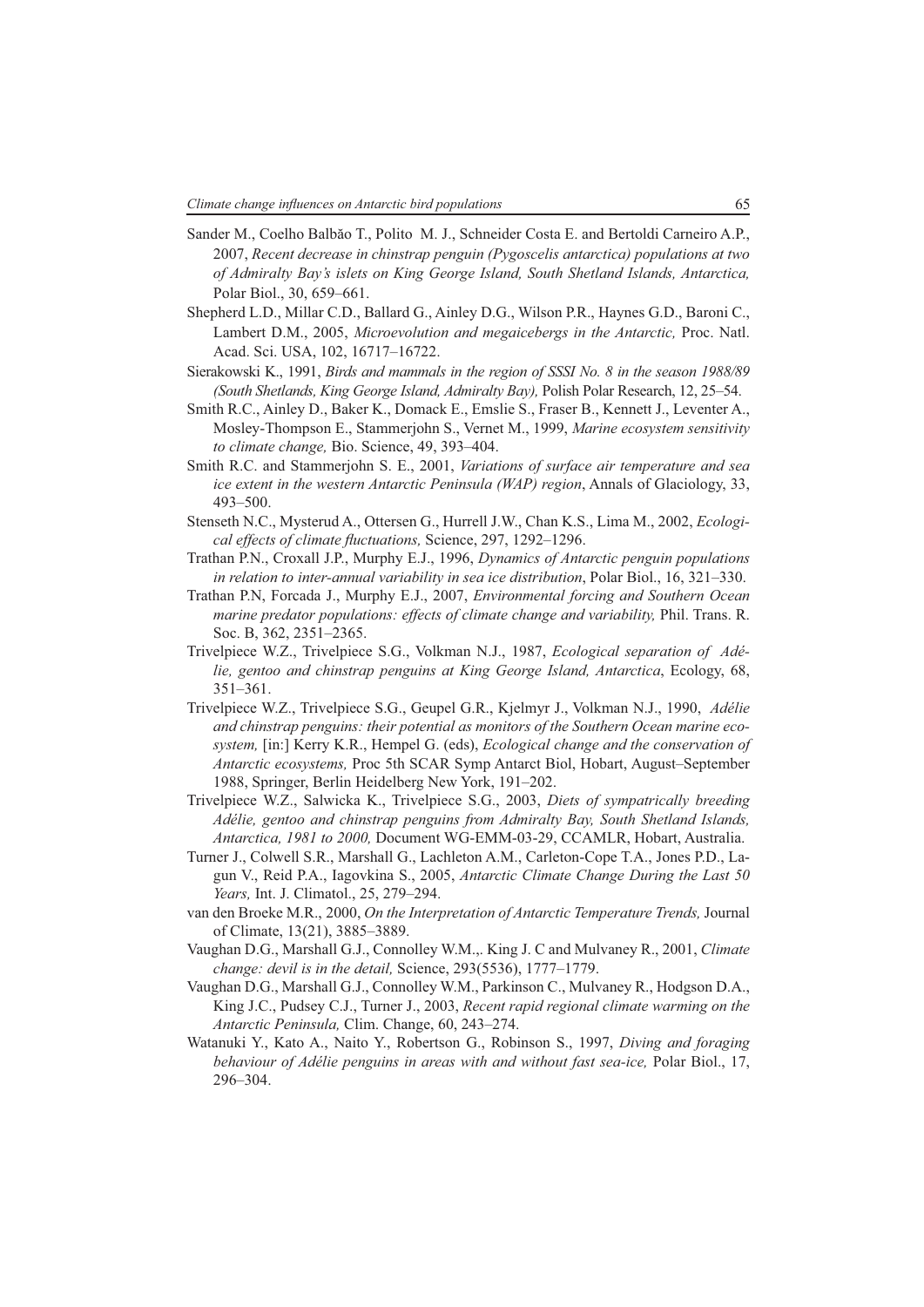Sander M., Coelho Balbão T., Polito M. J., Schneider Costa E. and Bertoldi Carneiro A.P., 2007, *Recent decrease in chinstrap penguin (Pygoscelis antarctica) populations at two of Admiralty Bay's islets on King George Island, South Shetland Islands, Antarctica,* Polar Biol., 30, 659–661.

Shepherd L.D., Millar C.D., Ballard G., Ainley D.G., Wilson P.R., Haynes G.D., Baroni C., Lambert D.M., 2005, *Microevolution and megaicebergs in the Antarctic,* Proc. Natl. Acad. Sci. USA, 102, 16717–16722.

Sierakowski K., 1991, *Birds and mammals in the region of SSSI No. 8 in the season 1988/89 (South Shetlands, King George Island, Admiralty Bay),* Polish Polar Research, 12, 25–54.

Smith R.C., Ainley D., Baker K., Domack E., Emslie S., Fraser B., Kennett J., Leventer A., Mosley-Thompson E., Stammerjohn S., Vernet M., 1999, *Marine ecosystem sensitivity to climate change,* Bio. Science, 49, 393–404.

Smith R.C. and Stammerjohn S. E., 2001, *Variations of surface air temperature and sea ice extent in the western Antarctic Peninsula (WAP) region*, Annals of Glaciology, 33, 493–500.

Stenseth N.C., Mysterud A., Ottersen G., Hurrell J.W., Chan K.S., Lima M., 2002, *Ecological effects of climate fluctuations,* Science, 297, 1292–1296.

Trathan P.N., Croxall J.P., Murphy E.J., 1996, *Dynamics of Antarctic penguin populations in relation to inter-annual variability in sea ice distribution*, Polar Biol., 16, 321–330.

Trathan P.N, Forcada J., Murphy E.J., 2007, *Environmental forcing and Southern Ocean marine predator populations: effects of climate change and variability,* Phil. Trans. R. Soc. B, 362, 2351–2365.

Trivelpiece W.Z., Trivelpiece S.G., Volkman N.J., 1987, *Ecological separation of Adélie, gentoo and chinstrap penguins at King George Island, Antarctica*, Ecology, 68, 351–361.

Trivelpiece W.Z., Trivelpiece S.G., Geupel G.R., Kjelmyr J., Volkman N.J., 1990, *Adélie and chinstrap penguins: their potential as monitors of the Southern Ocean marine ecosystem,* [in:] Kerry K.R., Hempel G. (eds), *Ecological change and the conservation of Antarctic ecosystems,* Proc 5th SCAR Symp Antarct Biol, Hobart, August–September 1988, Springer, Berlin Heidelberg New York, 191–202.

Trivelpiece W.Z., Salwicka K., Trivelpiece S.G., 2003, *Diets of sympatrically breeding Adélie, gentoo and chinstrap penguins from Admiralty Bay, South Shetland Islands, Antarctica, 1981 to 2000,* Document WG-EMM-03-29, CCAMLR, Hobart, Australia.

Turner J., Colwell S.R., Marshall G., Lachleton A.M., Carleton-Cope T.A., Jones P.D., Lagun V., Reid P.A., Iagovkina S., 2005, *Antarctic Climate Change During the Last 50 Years,* Int. J. Climatol., 25, 279–294.

van den Broeke M.R., 2000, *On the Interpretation of Antarctic Temperature Trends,* Journal of Climate, 13(21), 3885–3889.

Vaughan D.G., Marshall G.J., Connolley W.M.,. King J. C and Mulvaney R., 2001, *Climate change: devil is in the detail,* Science, 293(5536), 1777–1779.

Vaughan D.G., Marshall G.J., Connolley W.M., Parkinson C., Mulvaney R., Hodgson D.A., King J.C., Pudsey C.J., Turner J., 2003, *Recent rapid regional climate warming on the Antarctic Peninsula,* Clim. Change, 60, 243–274.

Watanuki Y., Kato A., Naito Y., Robertson G., Robinson S., 1997, *Diving and foraging behaviour of Adélie penguins in areas with and without fast sea-ice,* Polar Biol., 17, 296–304.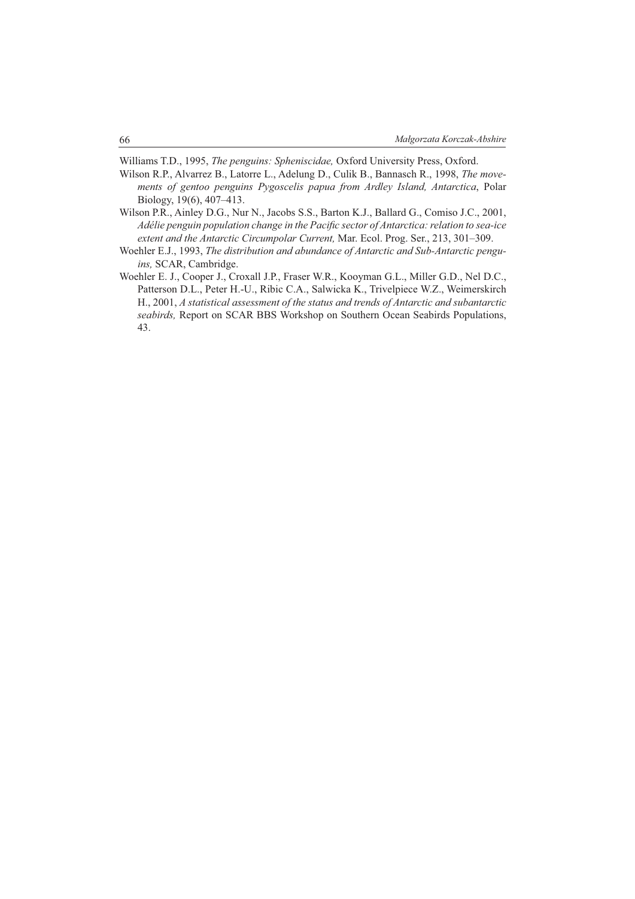Williams T.D., 1995, *The penguins: Spheniscidae,* Oxford University Press, Oxford.

Wilson R.P., Alvarrez B., Latorre L., Adelung D., Culik B., Bannasch R., 1998, *The movements of gentoo penguins Pygoscelis papua from Ardley Island, Antarctica*, Polar Biology, 19(6), 407–413.

Wilson P.R., Ainley D.G., Nur N., Jacobs S.S., Barton K.J., Ballard G., Comiso J.C., 2001, *Adélie penguin population change in the Pacific sector of Antarctica: relation to sea-ice extent and the Antarctic Circumpolar Current,* Mar. Ecol. Prog. Ser., 213, 301–309.

Woehler E.J., 1993, *The distribution and abundance of Antarctic and Sub-Antarctic penguins,* SCAR, Cambridge.

Woehler E. J., Cooper J., Croxall J.P., Fraser W.R., Kooyman G.L., Miller G.D., Nel D.C., Patterson D.L., Peter H.-U., Ribic C.A., Salwicka K., Trivelpiece W.Z., Weimerskirch H., 2001, *A statistical assessment of the status and trends of Antarctic and subantarctic seabirds,* Report on SCAR BBS Workshop on Southern Ocean Seabirds Populations, 43.